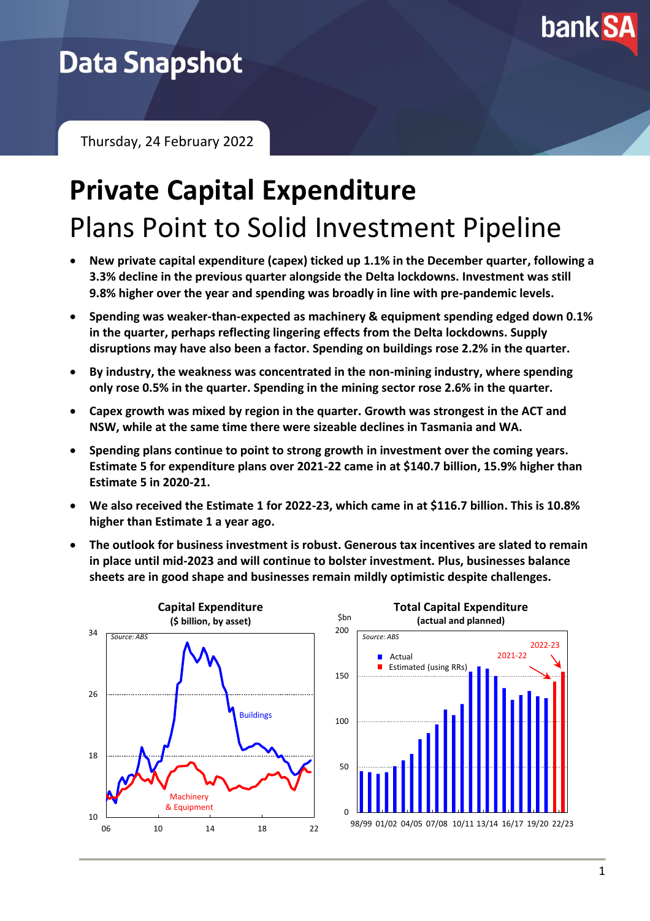Data Snapshot

Thursday, 24 February 2022

# Private Capital Expenditure

## Plans Point to Solid Investment Pipeline

- **New private capital expenditure (capex) ticked up 1.1% in the December quarter, following a 3.3% decline in the previous quarter alongside the Delta lockdowns. Investment was still 9.8% higher over the year and spending was broadly in line with pre-pandemic levels.**
- **Spending was weaker-than-expected as machinery & equipment spending edged down 0.1% in the quarter, perhaps reflecting lingering effects from the Delta lockdowns. Supply disruptions may have also been a factor. Spending on buildings rose 2.2% in the quarter.**
- **By industry, the weakness was concentrated in the non-mining industry, where spending only rose 0.5% in the quarter. Spending in the mining sector rose 2.6% in the quarter.**
- **Capex growth was mixed by region in the quarter. Growth was strongest in the ACT and NSW, while at the same time there were sizeable declines in Tasmania and WA.**
- **Spending plans continue to point to strong growth in investment over the coming years. Estimate 5 for expenditure plans over 2021-22 came in at $140.7 billion, 15.9% higher than Estimate 5 in 2020-21.**
- **We also received the Estimate 1 for 2022-23, which came in at $116.7 billion. This is 10.8% higher than Estimate 1 a year ago.**
- **The outlook for business investment is robust. Generous tax incentives are slated to remain in place until mid-2023 and will continue to bolster investment. Plus, businesses balance sheets are in good shape and businesses remain mildly optimistic despite challenges.**

**Capital Expenditure**
**($ billion, by asset)**

Source: ABS

**Total Capital Expenditure**
**(actual and planned)**

Source: ABS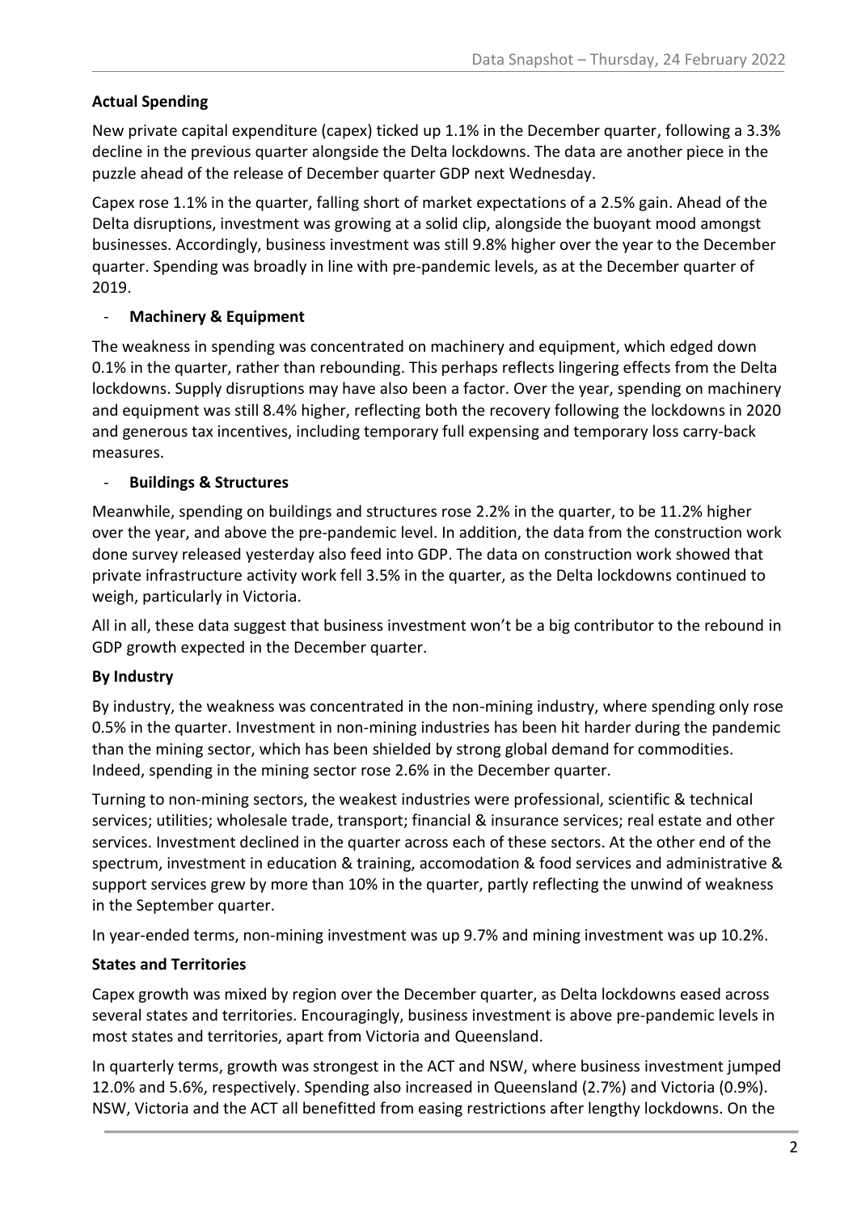**Actual Spending**

New private capital expenditure (capex) ticked up 1.1% in the December quarter, following a 3.3% decline in the previous quarter alongside the Delta lockdowns. The data are another piece in the puzzle ahead of the release of December quarter GDP next Wednesday.

Capex rose 1.1% in the quarter, falling short of market expectations of a 2.5% gain. Ahead of the Delta disruptions, investment was growing at a solid clip, alongside the buoyant mood amongst businesses. Accordingly, business investment was still 9.8% higher over the year to the December quarter. Spending was broadly in line with pre-pandemic levels, as at the December quarter of 2019.

- **Machinery & Equipment**

The weakness in spending was concentrated on machinery and equipment, which edged down 0.1% in the quarter, rather than rebounding. This perhaps reflects lingering effects from the Delta lockdowns. Supply disruptions may have also been a factor. Over the year, spending on machinery and equipment was still 8.4% higher, reflecting both the recovery following the lockdowns in 2020 and generous tax incentives, including temporary full expensing and temporary loss carry-back measures.

- **Buildings & Structures**

Meanwhile, spending on buildings and structures rose 2.2% in the quarter, to be 11.2% higher over the year, and above the pre-pandemic level. In addition, the data from the construction work done survey released yesterday also feed into GDP. The data on construction work showed that private infrastructure activity work fell 3.5% in the quarter, as the Delta lockdowns continued to weigh, particularly in Victoria.

All in all, these data suggest that business investment won't be a big contributor to the rebound in GDP growth expected in the December quarter.

**By Industry**

By industry, the weakness was concentrated in the non-mining industry, where spending only rose 0.5% in the quarter. Investment in non-mining industries has been hit harder during the pandemic than the mining sector, which has been shielded by strong global demand for commodities. Indeed, spending in the mining sector rose 2.6% in the December quarter.

Turning to non-mining sectors, the weakest industries were professional, scientific & technical services; utilities; wholesale trade, transport; financial & insurance services; real estate and other services. Investment declined in the quarter across each of these sectors. At the other end of the spectrum, investment in education & training, accomodation & food services and administrative & support services grew by more than 10% in the quarter, partly reflecting the unwind of weakness in the September quarter.

In year-ended terms, non-mining investment was up 9.7% and mining investment was up 10.2%.

**States and Territories**

Capex growth was mixed by region over the December quarter, as Delta lockdowns eased across several states and territories. Encouragingly, business investment is above pre-pandemic levels in most states and territories, apart from Victoria and Queensland.

In quarterly terms, growth was strongest in the ACT and NSW, where business investment jumped 12.0% and 5.6%, respectively. Spending also increased in Queensland (2.7%) and Victoria (0.9%). NSW, Victoria and the ACT all benefitted from easing restrictions after lengthy lockdowns. On the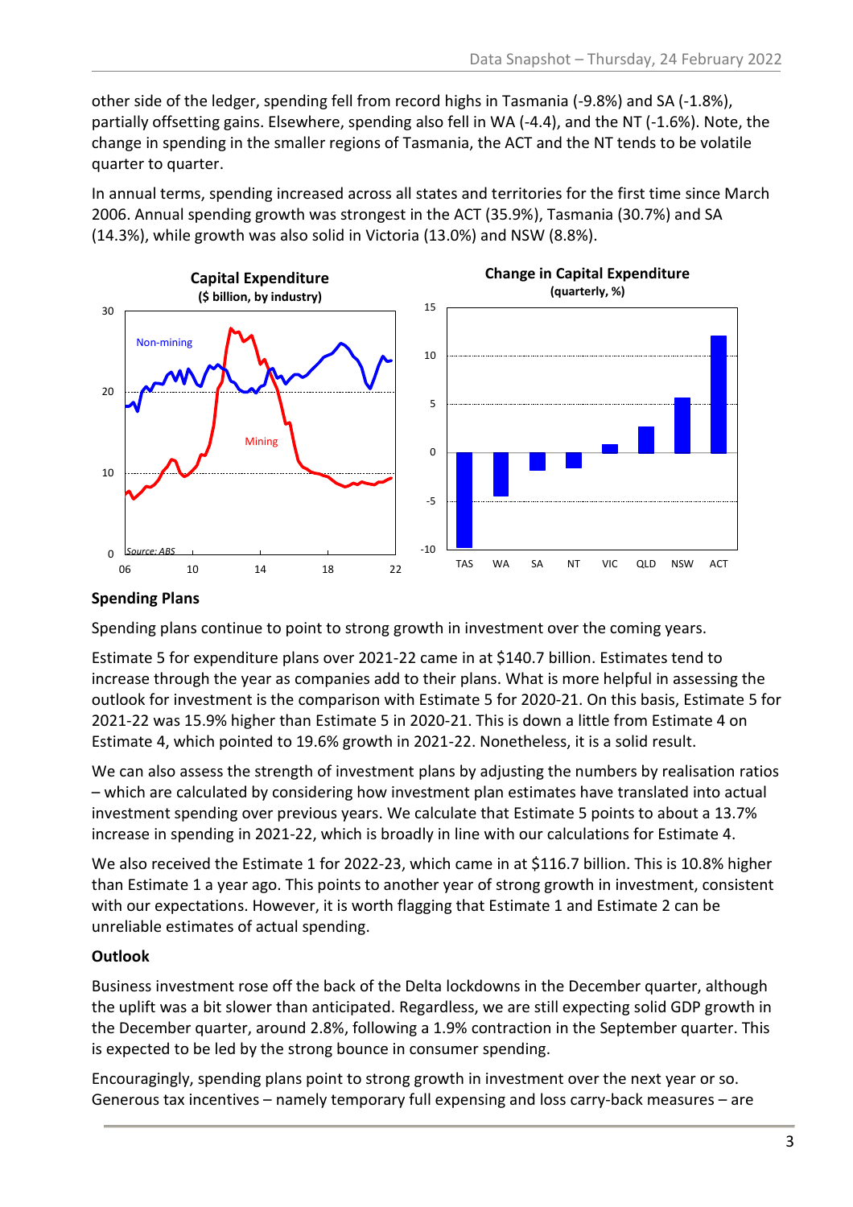other side of the ledger, spending fell from record highs in Tasmania (-9.8%) and SA (-1.8%), partially offsetting gains. Elsewhere, spending also fell in WA (-4.4), and the NT (-1.6%). Note, the change in spending in the smaller regions of Tasmania, the ACT and the NT tends to be volatile quarter to quarter.

In annual terms, spending increased across all states and territories for the first time since March 2006. Annual spending growth was strongest in the ACT (35.9%), Tasmania (30.7%) and SA (14.3%), while growth was also solid in Victoria (13.0%) and NSW (8.8%).

**Capital Expenditure**
**($ billion, by industry)**

**Change in Capital Expenditure**
**(quarterly, %)**

### Spending Plans

Spending plans continue to point to strong growth in investment over the coming years.

Estimate 5 for expenditure plans over 2021-22 came in at $140.7 billion. Estimates tend to increase through the year as companies add to their plans. What is more helpful in assessing the outlook for investment is the comparison with Estimate 5 for 2020-21. On this basis, Estimate 5 for 2021-22 was 15.9% higher than Estimate 5 in 2020-21. This is down a little from Estimate 4 on Estimate 4, which pointed to 19.6% growth in 2021-22. Nonetheless, it is a solid result.

We can also assess the strength of investment plans by adjusting the numbers by realisation ratios – which are calculated by considering how investment plan estimates have translated into actual investment spending over previous years. We calculate that Estimate 5 points to about a 13.7% increase in spending in 2021-22, which is broadly in line with our calculations for Estimate 4.

We also received the Estimate 1 for 2022-23, which came in at $116.7 billion. This is 10.8% higher than Estimate 1 a year ago. This points to another year of strong growth in investment, consistent with our expectations. However, it is worth flagging that Estimate 1 and Estimate 2 can be unreliable estimates of actual spending.

### Outlook

Business investment rose off the back of the Delta lockdowns in the December quarter, although the uplift was a bit slower than anticipated. Regardless, we are still expecting solid GDP growth in the December quarter, around 2.8%, following a 1.9% contraction in the September quarter. This is expected to be led by the strong bounce in consumer spending.

Encouragingly, spending plans point to strong growth in investment over the next year or so. Generous tax incentives – namely temporary full expensing and loss carry-back measures – are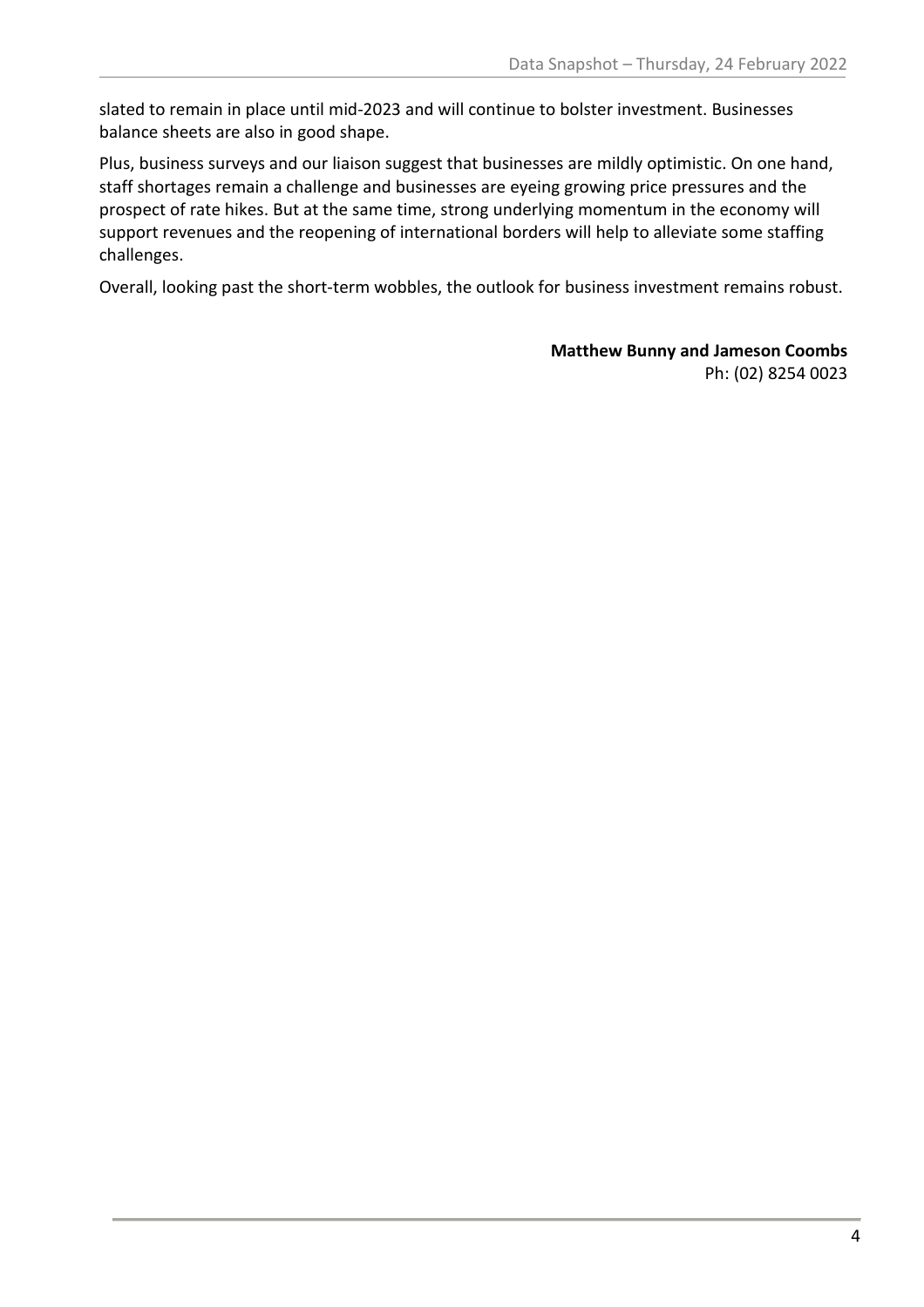slated to remain in place until mid-2023 and will continue to bolster investment. Businesses balance sheets are also in good shape.

Plus, business surveys and our liaison suggest that businesses are mildly optimistic. On one hand, staff shortages remain a challenge and businesses are eyeing growing price pressures and the prospect of rate hikes. But at the same time, strong underlying momentum in the economy will support revenues and the reopening of international borders will help to alleviate some staffing challenges.

Overall, looking past the short-term wobbles, the outlook for business investment remains robust.

**Matthew Bunny and Jameson Coombs**
Ph: (02) 8254 0023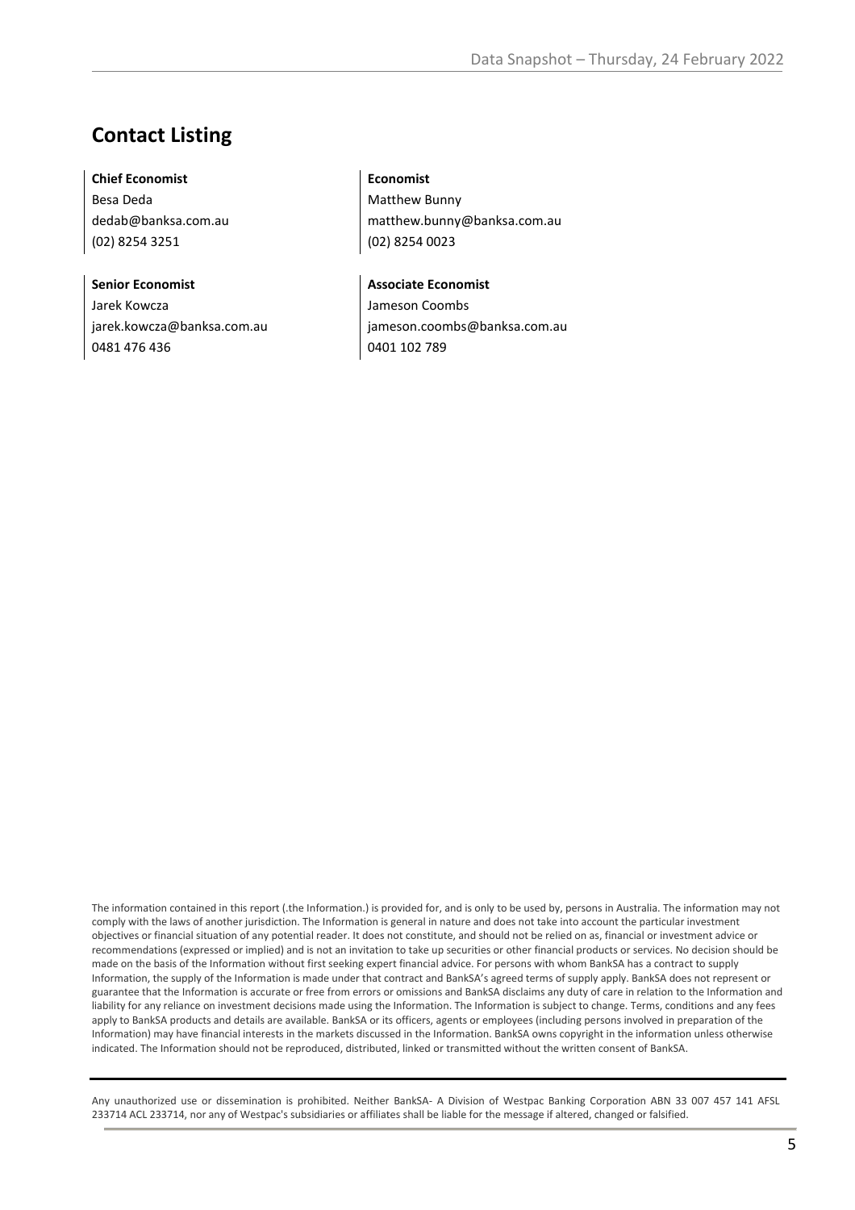## Contact Listing

**Chief Economist**
Besa Deda
dedab@banksa.com.au
(02) 8254 3251

**Senior Economist**
Jarek Kowcza
jarek.kowcza@banksa.com.au
0481 476 436

**Economist**
Matthew Bunny
matthew.bunny@banksa.com.au
(02) 8254 0023

**Associate Economist**
Jameson Coombs
jameson.coombs@banksa.com.au
0401 102 789

The information contained in this report (.the Information.) is provided for, and is only to be used by, persons in Australia. The information may not comply with the laws of another jurisdiction. The Information is general in nature and does not take into account the particular investment objectives or financial situation of any potential reader. It does not constitute, and should not be relied on as, financial or investment advice or recommendations (expressed or implied) and is not an invitation to take up securities or other financial products or services. No decision should be made on the basis of the Information without first seeking expert financial advice. For persons with whom BankSA has a contract to supply Information, the supply of the Information is made under that contract and BankSA's agreed terms of supply apply. BankSA does not represent or guarantee that the Information is accurate or free from errors or omissions and BankSA disclaims any duty of care in relation to the Information and liability for any reliance on investment decisions made using the Information. The Information is subject to change. Terms, conditions and any fees apply to BankSA products and details are available. BankSA or its officers, agents or employees (including persons involved in preparation of the Information) may have financial interests in the markets discussed in the Information. BankSA owns copyright in the information unless otherwise indicated. The Information should not be reproduced, distributed, linked or transmitted without the written consent of BankSA.

Any unauthorized use or dissemination is prohibited. Neither BankSA- A Division of Westpac Banking Corporation ABN 33 007 457 141 AFSL 233714 ACL 233714, nor any of Westpac's subsidiaries or affiliates shall be liable for the message if altered, changed or falsified.